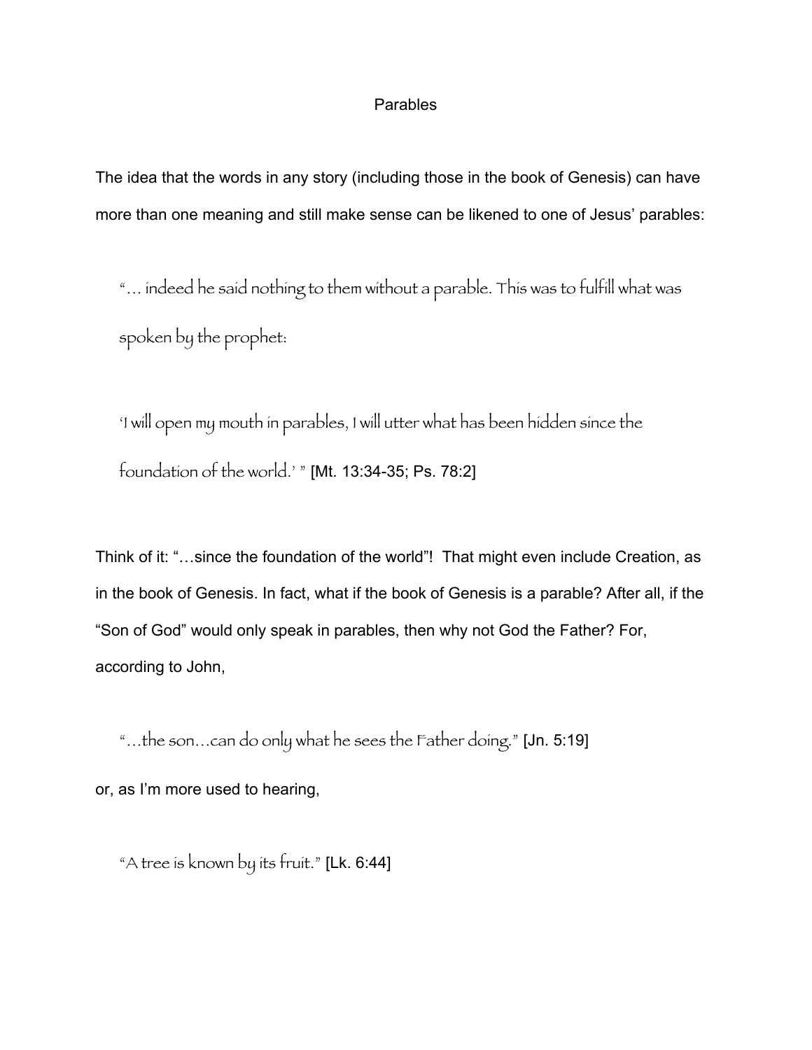# Parables

The idea that the words in any story (including those in the book of Genesis) can have more than one meaning and still make sense can be likened to one of Jesus' parables:

> "… indeed he said nothing to them without a parable. This was to fulfill what was spoken by the prophet:
>
> 'I will open my mouth in parables, I will utter what has been hidden since the foundation of the world.' " [Mt. 13:34-35; Ps. 78:2]

Think of it: "…since the foundation of the world"! That might even include Creation, as in the book of Genesis. In fact, what if the book of Genesis is a parable? After all, if the "Son of God" would only speak in parables, then why not God the Father? For, according to John,

> "…the son…can do only what he sees the Father doing." [Jn. 5:19]

or, as I'm more used to hearing,

> "A tree is known by its fruit." [Lk. 6:44]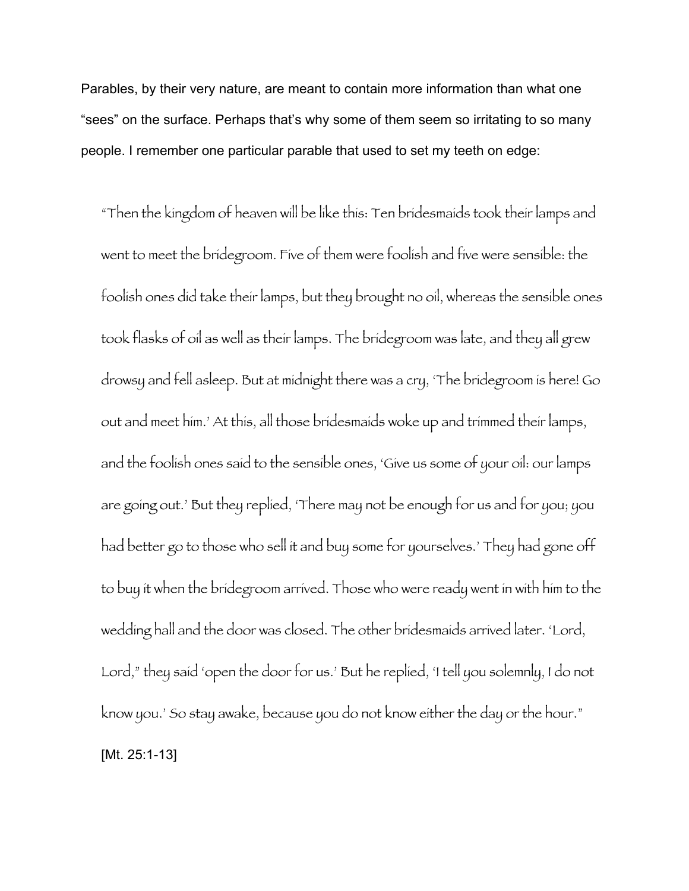Parables, by their very nature, are meant to contain more information than what one “sees” on the surface. Perhaps that’s why some of them seem so irritating to so many people. I remember one particular parable that used to set my teeth on edge:

> “Then the kingdom of heaven will be like this: Ten bridesmaids took their lamps and went to meet the bridegroom. Five of them were foolish and five were sensible: the foolish ones did take their lamps, but they brought no oil, whereas the sensible ones took flasks of oil as well as their lamps. The bridegroom was late, and they all grew drowsy and fell asleep. But at midnight there was a cry, ‘The bridegroom is here! Go out and meet him.’ At this, all those bridesmaids woke up and trimmed their lamps, and the foolish ones said to the sensible ones, ‘Give us some of your oil: our lamps are going out.’ But they replied, ‘There may not be enough for us and for you; you had better go to those who sell it and buy some for yourselves.’ They had gone off to buy it when the bridegroom arrived. Those who were ready went in with him to the wedding hall and the door was closed. The other bridesmaids arrived later. ‘Lord, Lord,” they said ‘open the door for us.’ But he replied, ‘I tell you solemnly, I do not know you.’ So stay awake, because you do not know either the day or the hour.”
>
> [Mt. 25:1-13]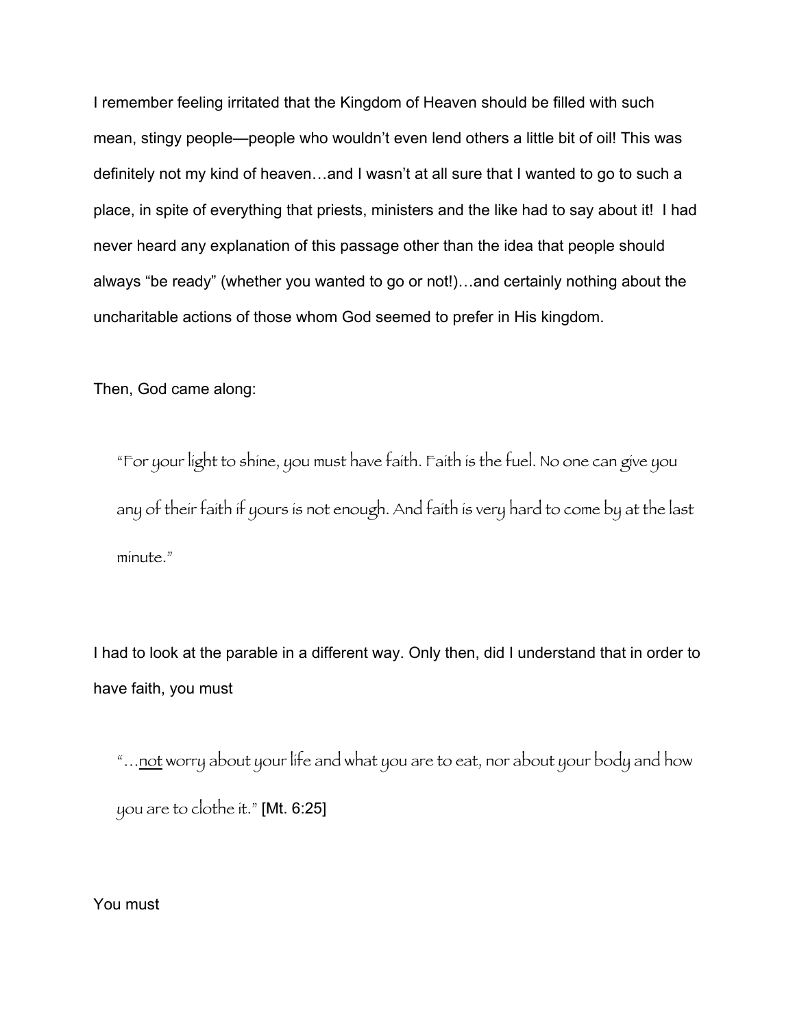I remember feeling irritated that the Kingdom of Heaven should be filled with such mean, stingy people—people who wouldn't even lend others a little bit of oil! This was definitely not my kind of heaven…and I wasn't at all sure that I wanted to go to such a place, in spite of everything that priests, ministers and the like had to say about it!  I had never heard any explanation of this passage other than the idea that people should always "be ready" (whether you wanted to go or not!)…and certainly nothing about the uncharitable actions of those whom God seemed to prefer in His kingdom.

Then, God came along:

> *"For your light to shine, you must have faith. Faith is the fuel. No one can give you any of their faith if yours is not enough. And faith is very hard to come by at the last minute."*

I had to look at the parable in a different way. Only then, did I understand that in order to have faith, you must

> *"…<u>not</u> worry about your life and what you are to eat, nor about your body and how you are to clothe it."* [Mt. 6:25]

You must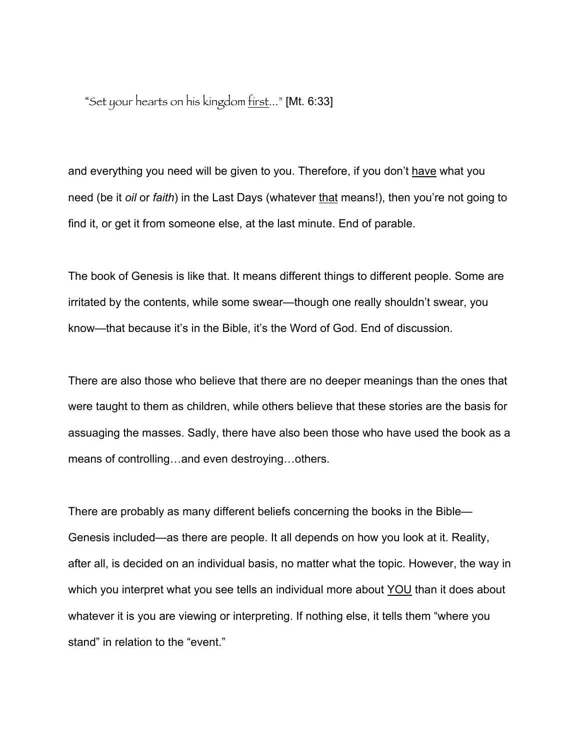"Set your hearts on his kingdom <u>first</u>..." [Mt. 6:33]

and everything you need will be given to you. Therefore, if you don't <u>have</u> what you need (be it *oil* or *faith*) in the Last Days (whatever <u>that</u> means!), then you're not going to find it, or get it from someone else, at the last minute. End of parable.

The book of Genesis is like that. It means different things to different people. Some are irritated by the contents, while some swear—though one really shouldn't swear, you know—that because it's in the Bible, it's the Word of God. End of discussion.

There are also those who believe that there are no deeper meanings than the ones that were taught to them as children, while others believe that these stories are the basis for assuaging the masses. Sadly, there have also been those who have used the book as a means of controlling…and even destroying…others.

There are probably as many different beliefs concerning the books in the Bible—Genesis included—as there are people. It all depends on how you look at it. Reality, after all, is decided on an individual basis, no matter what the topic. However, the way in which you interpret what you see tells an individual more about <u>YOU</u> than it does about whatever it is you are viewing or interpreting. If nothing else, it tells them "where you stand" in relation to the "event."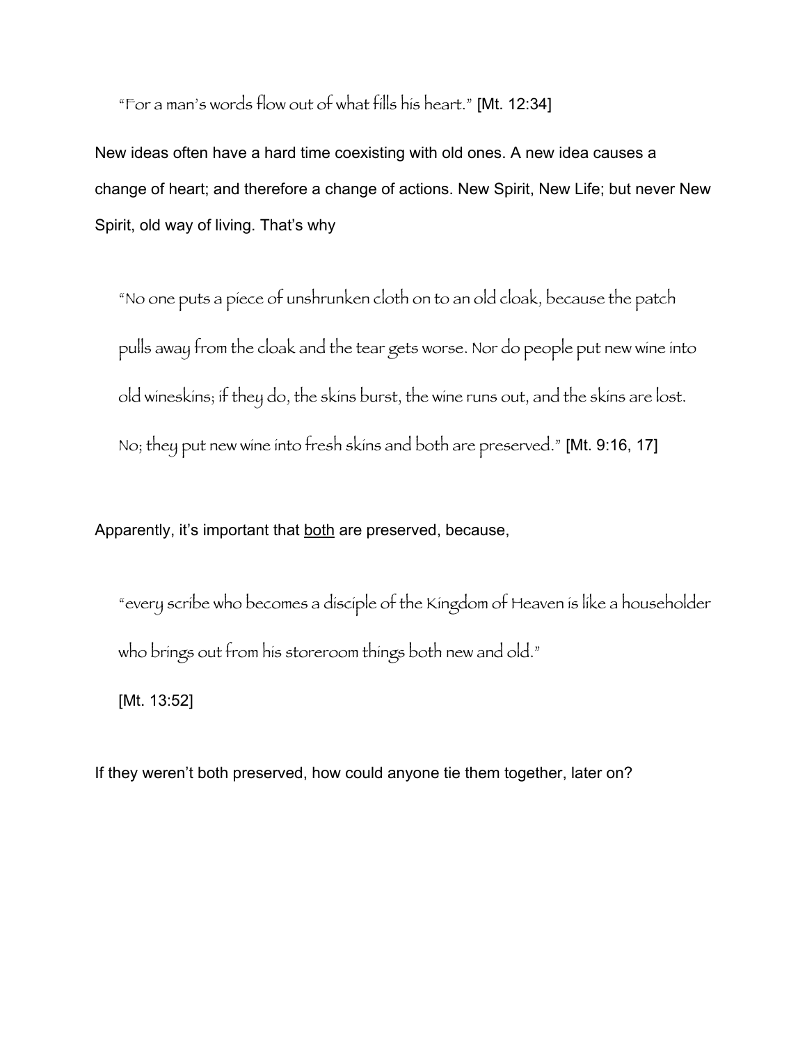> "For a man's words flow out of what fills his heart." [Mt. 12:34]

New ideas often have a hard time coexisting with old ones. A new idea causes a change of heart; and therefore a change of actions. New Spirit, New Life; but never New Spirit, old way of living. That's why

> "No one puts a piece of unshrunken cloth on to an old cloak, because the patch pulls away from the cloak and the tear gets worse. Nor do people put new wine into old wineskins; if they do, the skins burst, the wine runs out, and the skins are lost. No; they put new wine into fresh skins and both are preserved." [Mt. 9:16, 17]

Apparently, it's important that <u>both</u> are preserved, because,

> "every scribe who becomes a disciple of the Kingdom of Heaven is like a householder who brings out from his storeroom things both new and old."
>
> [Mt. 13:52]

If they weren't both preserved, how could anyone tie them together, later on?